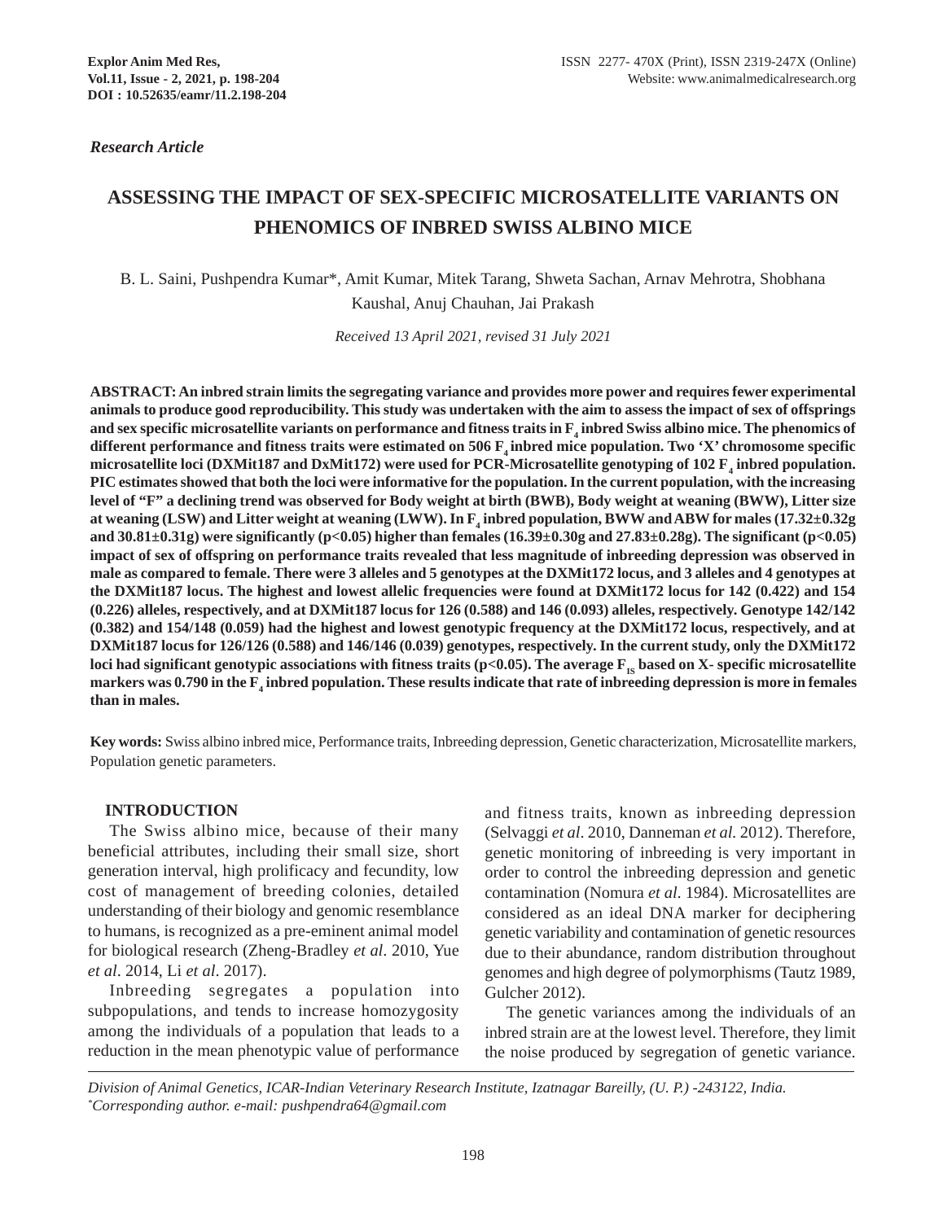*Research Article*

# ASSESSING THE IMPACT OF SEX-SPECIFIC MICROSATELLITE VARIANTS ON PHENOMICS OF INBRED SWISS ALBINO MICE

B. L. Saini, Pushpendra Kumar*, Amit Kumar, Mitek Tarang, Shweta Sachan, Arnav Mehrotra, Shobhana Kaushal, Anuj Chauhan, Jai Prakash

*Received 13 April 2021, revised 31 July 2021*

**ABSTRACT: An inbred strain limits the segregating variance and provides more power and requires fewer experimental animals to produce good reproducibility. This study was undertaken with the aim to assess the impact of sex of offsprings and sex specific microsatellite variants on performance and fitness traits in $F_4$ inbred Swiss albino mice. The phenomics of different performance and fitness traits were estimated on 506 $F_4$ inbred mice population. Two 'X' chromosome specific microsatellite loci (DXMit187 and DxMit172) were used for PCR-Microsatellite genotyping of 102 $F_4$ inbred population. PIC estimates showed that both the loci were informative for the population. In the current population, with the increasing level of "F" a declining trend was observed for Body weight at birth (BWB), Body weight at weaning (BWW), Litter size at weaning (LSW) and Litter weight at weaning (LWW). In $F_4$ inbred population, BWW and ABW for males (17.32±0.32g and 30.81±0.31g) were significantly ($p<0.05$) higher than females (16.39±0.30g and 27.83±0.28g). The significant ($p<0.05$) impact of sex of offspring on performance traits revealed that less magnitude of inbreeding depression was observed in male as compared to female. There were 3 alleles and 5 genotypes at the DXMit172 locus, and 3 alleles and 4 genotypes at the DXMit187 locus. The highest and lowest allelic frequencies were found at DXMit172 locus for 142 (0.422) and 154 (0.226) alleles, respectively, and at DXMit187 locus for 126 (0.588) and 146 (0.093) alleles, respectively. Genotype 142/142 (0.382) and 154/148 (0.059) had the highest and lowest genotypic frequency at the DXMit172 locus, respectively, and at DXMit187 locus for 126/126 (0.588) and 146/146 (0.039) genotypes, respectively. In the current study, only the DXMit172 loci had significant genotypic associations with fitness traits ($p<0.05$). The average $F_{IS}$ based on X- specific microsatellite markers was 0.790 in the $F_4$ inbred population. These results indicate that rate of inbreeding depression is more in females than in males.**

**Key words:** Swiss albino inbred mice, Performance traits, Inbreeding depression, Genetic characterization, Microsatellite markers, Population genetic parameters.

## INTRODUCTION

The Swiss albino mice, because of their many beneficial attributes, including their small size, short generation interval, high prolificacy and fecundity, low cost of management of breeding colonies, detailed understanding of their biology and genomic resemblance to humans, is recognized as a pre-eminent animal model for biological research (Zheng-Bradley *et al*. 2010, Yue *et al*. 2014, Li *et al*. 2017).

Inbreeding segregates a population into subpopulations, and tends to increase homozygosity among the individuals of a population that leads to a reduction in the mean phenotypic value of performance and fitness traits, known as inbreeding depression (Selvaggi *et al*. 2010, Danneman *et al.* 2012). Therefore, genetic monitoring of inbreeding is very important in order to control the inbreeding depression and genetic contamination (Nomura *et al*. 1984). Microsatellites are considered as an ideal DNA marker for deciphering genetic variability and contamination of genetic resources due to their abundance, random distribution throughout genomes and high degree of polymorphisms (Tautz 1989, Gulcher 2012).

The genetic variances among the individuals of an inbred strain are at the lowest level. Therefore, they limit the noise produced by segregation of genetic variance.

*Division of Animal Genetics, ICAR-Indian Veterinary Research Institute, Izatnagar Bareilly, (U. P.) -243122, India.*
*Corresponding author. e-mail: pushpendra64@gmail.com*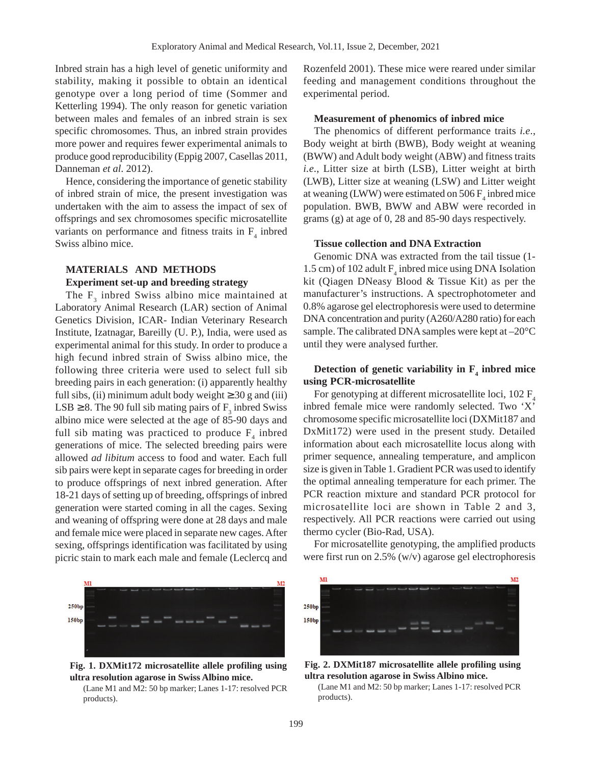Inbred strain has a high level of genetic uniformity and stability, making it possible to obtain an identical genotype over a long period of time (Sommer and Ketterling 1994). The only reason for genetic variation between males and females of an inbred strain is sex specific chromosomes. Thus, an inbred strain provides more power and requires fewer experimental animals to produce good reproducibility (Eppig 2007, Casellas 2011, Danneman *et al*. 2012).

Hence, considering the importance of genetic stability of inbred strain of mice, the present investigation was undertaken with the aim to assess the impact of sex of offsprings and sex chromosomes specific microsatellite variants on performance and fitness traits in $F_4$ inbred Swiss albino mice.

## MATERIALS AND METHODS

### Experiment set-up and breeding strategy

The $F_3$ inbred Swiss albino mice maintained at Laboratory Animal Research (LAR) section of Animal Genetics Division, ICAR- Indian Veterinary Research Institute, Izatnagar, Bareilly (U. P.), India, were used as experimental animal for this study. In order to produce a high fecund inbred strain of Swiss albino mice, the following three criteria were used to select full sib breeding pairs in each generation: (i) apparently healthy full sibs, (ii) minimum adult body weight ≥30 g and (iii) LSB ≥8. The 90 full sib mating pairs of $F_3$ inbred Swiss albino mice were selected at the age of 85-90 days and full sib mating was practiced to produce $F_4$ inbred generations of mice. The selected breeding pairs were allowed *ad libitum* access to food and water. Each full sib pairs were kept in separate cages for breeding in order to produce offsprings of next inbred generation. After 18-21 days of setting up of breeding, offsprings of inbred generation were started coming in all the cages. Sexing and weaning of offspring were done at 28 days and male and female mice were placed in separate new cages. After sexing, offsprings identification was facilitated by using picric stain to mark each male and female (Leclercq and Rozenfeld 2001). These mice were reared under similar feeding and management conditions throughout the experimental period.

### Measurement of phenomics of inbred mice

The phenomics of different performance traits *i.e*., Body weight at birth (BWB), Body weight at weaning (BWW) and Adult body weight (ABW) and fitness traits *i.e*., Litter size at birth (LSB), Litter weight at birth (LWB), Litter size at weaning (LSW) and Litter weight at weaning (LWW) were estimated on 506 $F_4$ inbred mice population. BWB, BWW and ABW were recorded in grams (g) at age of 0, 28 and 85-90 days respectively.

### Tissue collection and DNA Extraction

Genomic DNA was extracted from the tail tissue (1-1.5 cm) of 102 adult $F_4$ inbred mice using DNA Isolation kit (Qiagen DNeasy Blood & Tissue Kit) as per the manufacturer's instructions. A spectrophotometer and 0.8% agarose gel electrophoresis were used to determine DNA concentration and purity (A260/A280 ratio) for each sample. The calibrated DNA samples were kept at –20°C until they were analysed further.

### Detection of genetic variability in $F_4$ inbred mice using PCR-microsatellite

For genotyping at different microsatellite loci, 102 $F_4$ inbred female mice were randomly selected. Two 'X' chromosome specific microsatellite loci (DXMit187 and DxMit172) were used in the present study. Detailed information about each microsatellite locus along with primer sequence, annealing temperature, and amplicon size is given in Table 1. Gradient PCR was used to identify the optimal annealing temperature for each primer. The PCR reaction mixture and standard PCR protocol for microsatellite loci are shown in Table 2 and 3, respectively. All PCR reactions were carried out using thermo cycler (Bio-Rad, USA).

For microsatellite genotyping, the amplified products were first run on 2.5% (w/v) agarose gel electrophoresis

**Fig. 1. DXMit172 microsatellite allele profiling using ultra resolution agarose in Swiss Albino mice.**
(Lane M1 and M2: 50 bp marker; Lanes 1-17: resolved PCR products).

**Fig. 2. DXMit187 microsatellite allele profiling using ultra resolution agarose in Swiss Albino mice.**
(Lane M1 and M2: 50 bp marker; Lanes 1-17: resolved PCR products).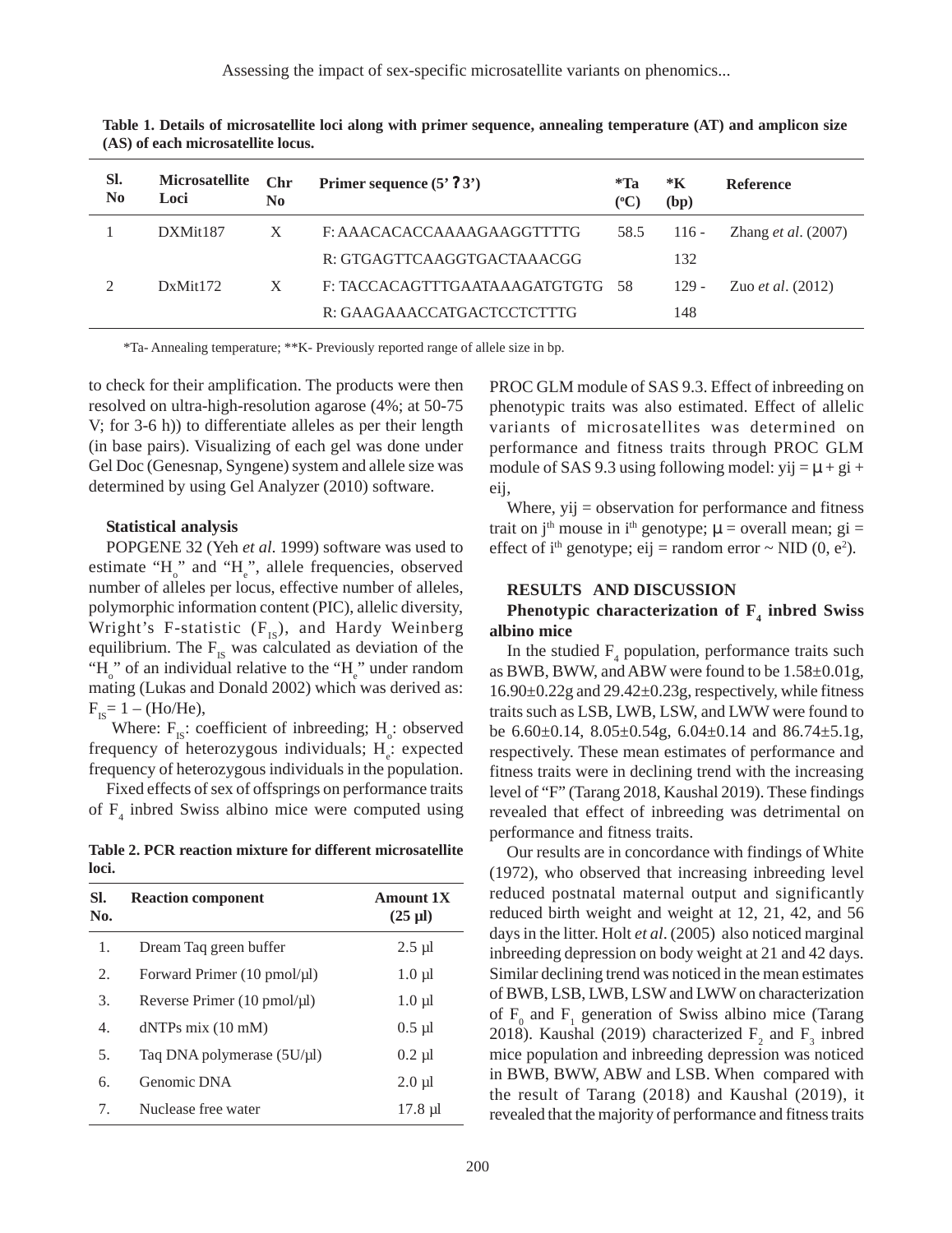**Table 1. Details of microsatellite loci along with primer sequence, annealing temperature (AT) and amplicon size (AS) of each microsatellite locus.**

| Sl. No | Microsatellite Loci | Chr No | Primer sequence (5' ? 3') | *Ta (°C) | *K (bp) | Reference |
|---|---|---|---|---|---|---|
| 1 | DXMit187 | X | F: AAACACACCAAAAGAAGGTTTTG | 58.5 | 116 - | Zhang *et al*. (2007) |
| | | | R: GTGAGTTCAAGGTGACTAAACGG | | 132 | |
| 2 | DxMit172 | X | F: TACCACAGTTTGAATAAAGATGTGTG | 58 | 129 - | Zuo *et al*. (2012) |
| | | | R: GAAGAAACCATGACTCCTCTTTG | | 148 | |

*Ta- Annealing temperature; **K- Previously reported range of allele size in bp.

to check for their amplification. The products were then resolved on ultra-high-resolution agarose (4%; at 50-75 V; for 3-6 h)) to differentiate alleles as per their length (in base pairs). Visualizing of each gel was done under Gel Doc (Genesnap, Syngene) system and allele size was determined by using Gel Analyzer (2010) software.

**Statistical analysis**

POPGENE 32 (Yeh *et al*. 1999) software was used to estimate "$H_o$" and "$H_e$", allele frequencies, observed number of alleles per locus, effective number of alleles, polymorphic information content (PIC), allelic diversity, Wright's F-statistic ($F_{IS}$), and Hardy Weinberg equilibrium. The $F_{IS}$ was calculated as deviation of the "$H_o$" of an individual relative to the "$H_e$" under random mating (Lukas and Donald 2002) which was derived as: $F_{IS} = 1 - (Ho/He)$,

Where: $F_{IS}$: coefficient of inbreeding; $H_o$: observed frequency of heterozygous individuals; $H_e$: expected frequency of heterozygous individuals in the population.

Fixed effects of sex of offsprings on performance traits of $F_4$ inbred Swiss albino mice were computed using PROC GLM module of SAS 9.3. Effect of inbreeding on phenotypic traits was also estimated. Effect of allelic variants of microsatellites was determined on performance and fitness traits through PROC GLM module of SAS 9.3 using following model: $y_{ij} = \mu + g_i + e_{ij}$,

Where, $y_{ij}$ = observation for performance and fitness trait on $j^{th}$ mouse in $i^{th}$ genotype; $\mu$ = overall mean; $g_i$ = effect of $i^{th}$ genotype; $e_{ij}$ = random error ~ NID $(0, e^2)$.

**Table 2. PCR reaction mixture for different microsatellite loci.**

| Sl. No. | Reaction component | Amount 1X (25 µl) |
|---|---|---|
| 1. | Dream Taq green buffer | 2.5 µl |
| 2. | Forward Primer (10 pmol/µl) | 1.0 µl |
| 3. | Reverse Primer (10 pmol/µl) | 1.0 µl |
| 4. | dNTPs mix (10 mM) | 0.5 µl |
| 5. | Taq DNA polymerase (5U/µl) | 0.2 µl |
| 6. | Genomic DNA | 2.0 µl |
| 7. | Nuclease free water | 17.8 µl |

## RESULTS AND DISCUSSION

### Phenotypic characterization of $F_4$ inbred Swiss albino mice

In the studied $F_4$ population, performance traits such as BWB, BWW, and ABW were found to be 1.58±0.01g, 16.90±0.22g and 29.42±0.23g, respectively, while fitness traits such as LSB, LWB, LSW, and LWW were found to be 6.60±0.14, 8.05±0.54g, 6.04±0.14 and 86.74±5.1g, respectively. These mean estimates of performance and fitness traits were in declining trend with the increasing level of "F" (Tarang 2018, Kaushal 2019). These findings revealed that effect of inbreeding was detrimental on performance and fitness traits.

Our results are in concordance with findings of White (1972), who observed that increasing inbreeding level reduced postnatal maternal output and significantly reduced birth weight and weight at 12, 21, 42, and 56 days in the litter. Holt *et al*. (2005) also noticed marginal inbreeding depression on body weight at 21 and 42 days. Similar declining trend was noticed in the mean estimates of BWB, LSB, LWB, LSW and LWW on characterization of $F_0$ and $F_1$ generation of Swiss albino mice (Tarang 2018). Kaushal (2019) characterized $F_2$ and $F_3$ inbred mice population and inbreeding depression was noticed in BWB, BWW, ABW and LSB. When compared with the result of Tarang (2018) and Kaushal (2019), it revealed that the majority of performance and fitness traits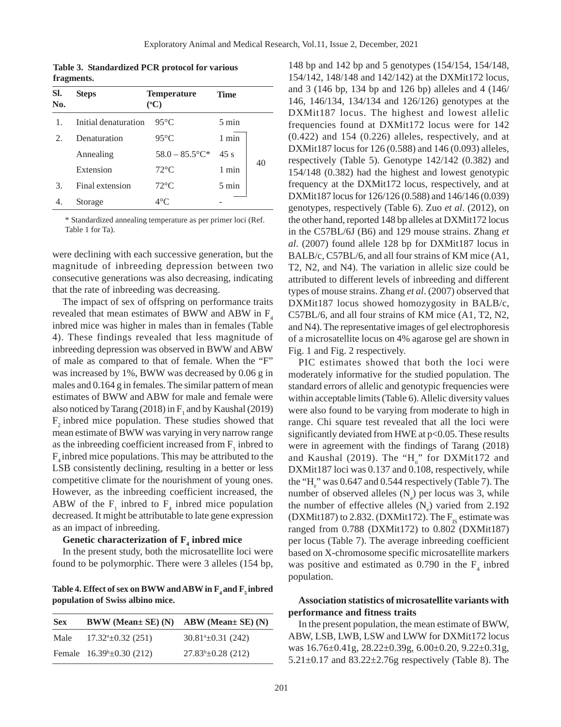**Table 3. Standardized PCR protocol for various fragments.**

| Sl. No. | Steps | Temperature (°C) | Time | |
|---|---|---|---|---|
| 1. | Initial denaturation | 95°C | 5 min | |
| 2. | Denaturation | 95°C | 1 min | 40 |
| | Annealing | 58.0 – 85.5°C* | 45 s | |
| | Extension | 72°C | 1 min | |
| 3. | Final extension | 72°C | 5 min | |
| 4. | Storage | 4°C | - | |

\* Standardized annealing temperature as per primer loci (Ref. Table 1 for Ta).

were declining with each successive generation, but the magnitude of inbreeding depression between two consecutive generations was also decreasing, indicating that the rate of inbreeding was decreasing.

The impact of sex of offspring on performance traits revealed that mean estimates of BWW and ABW in $F_4$ inbred mice was higher in males than in females (Table 4). These findings revealed that less magnitude of inbreeding depression was observed in BWW and ABW of male as compared to that of female. When the "F" was increased by 1%, BWW was decreased by 0.06 g in males and 0.164 g in females. The similar pattern of mean estimates of BWW and ABW for male and female were also noticed by Tarang (2018) in $F_1$ and by Kaushal (2019) $F_2$ inbred mice population. These studies showed that mean estimate of BWW was varying in very narrow range as the inbreeding coefficient increased from $F_1$ inbred to $F_4$ inbred mice populations. This may be attributed to the LSB consistently declining, resulting in a better or less competitive climate for the nourishment of young ones. However, as the inbreeding coefficient increased, the ABW of the $F_1$ inbred to $F_4$ inbred mice population decreased. It might be attributable to late gene expression as an impact of inbreeding.

### Genetic characterization of $F_4$ inbred mice

In the present study, both the microsatellite loci were found to be polymorphic. There were 3 alleles (154 bp, 148 bp and 142 bp and 5 genotypes (154/154, 154/148, 154/142, 148/148 and 142/142) at the DXMit172 locus, and 3 (146 bp, 134 bp and 126 bp) alleles and 4 (146/146, 146/134, 134/134 and 126/126) genotypes at the DXMit187 locus. The highest and lowest allelic frequencies found at DXMit172 locus were for 142 (0.422) and 154 (0.226) alleles, respectively, and at DXMit187 locus for 126 (0.588) and 146 (0.093) alleles, respectively (Table 5). Genotype 142/142 (0.382) and 154/148 (0.382) had the highest and lowest genotypic frequency at the DXMit172 locus, respectively, and at DXMit187 locus for 126/126 (0.588) and 146/146 (0.039) genotypes, respectively (Table 6). Zuo *et al*. (2012), on the other hand, reported 148 bp alleles at DXMit172 locus in the C57BL/6J (B6) and 129 mouse strains. Zhang *et al*. (2007) found allele 128 bp for DXMit187 locus in BALB/c, C57BL/6, and all four strains of KM mice (A1, T2, N2, and N4). The variation in allelic size could be attributed to different levels of inbreeding and different types of mouse strains. Zhang *et al*. (2007) observed that DXMit187 locus showed homozygosity in BALB/c, C57BL/6, and all four strains of KM mice (A1, T2, N2, and N4). The representative images of gel electrophoresis of a microsatellite locus on 4% agarose gel are shown in Fig. 1 and Fig. 2 respectively.

PIC estimates showed that both the loci were moderately informative for the studied population. The standard errors of allelic and genotypic frequencies were within acceptable limits (Table 6). Allelic diversity values were also found to be varying from moderate to high in range. Chi square test revealed that all the loci were significantly deviated from HWE at $p<0.05$. These results were in agreement with the findings of Tarang (2018) and Kaushal (2019). The "$H_o$" for DXMit172 and DXMit187 loci was 0.137 and 0.108, respectively, while the "$H_e$" was 0.647 and 0.544 respectively (Table 7). The number of observed alleles ($N_a$) per locus was 3, while the number of effective alleles ($N_e$) varied from 2.192 (DXMit187) to 2.832. (DXMit172). The $F_{IS}$ estimate was ranged from 0.788 (DXMit172) to 0.802 (DXMit187) per locus (Table 7). The average inbreeding coefficient based on X-chromosome specific microsatellite markers was positive and estimated as 0.790 in the $F_4$ inbred population.

**Table 4. Effect of sex on BWW and ABW in $F_4$ and $F_5$ inbred population of Swiss albino mice.**

| Sex | BWW (Mean± SE) (N) | ABW (Mean± SE) (N) |
|---|---|---|
| Male | $17.32^a$±0.32 (251) | $30.81^a$±0.31 (242) |
| Female | $16.39^b$±0.30 (212) | $27.83^b$±0.28 (212) |

### Association statistics of microsatellite variants with performance and fitness traits

In the present population, the mean estimate of BWW, ABW, LSB, LWB, LSW and LWW for DXMit172 locus was 16.76±0.41g, 28.22±0.39g, 6.00±0.20, 9.22±0.31g, 5.21±0.17 and 83.22±2.76g respectively (Table 8). The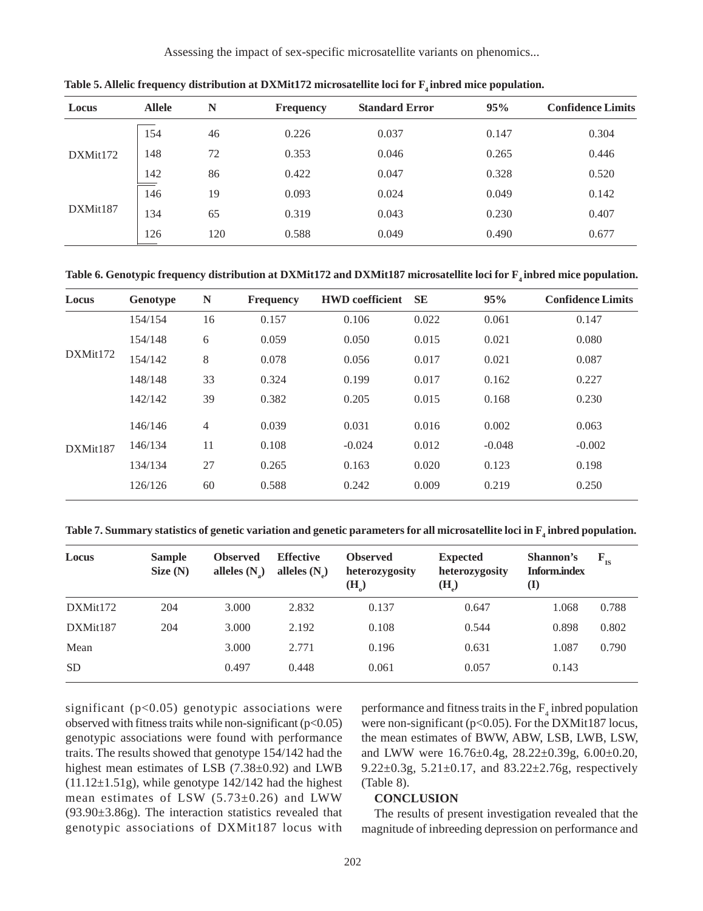**Table 5. Allelic frequency distribution at DXMit172 microsatellite loci for $F_4$ inbred mice population.**

| Locus | Allele | N | Frequency | Standard Error | 95% | Confidence Limits |
|---|---|---|---|---|---|---|
| DXMit172 | 154 | 46 | 0.226 | 0.037 | 0.147 | 0.304 |
| | 148 | 72 | 0.353 | 0.046 | 0.265 | 0.446 |
| | 142 | 86 | 0.422 | 0.047 | 0.328 | 0.520 |
| DXMit187 | 146 | 19 | 0.093 | 0.024 | 0.049 | 0.142 |
| | 134 | 65 | 0.319 | 0.043 | 0.230 | 0.407 |
| | 126 | 120 | 0.588 | 0.049 | 0.490 | 0.677 |

**Table 6. Genotypic frequency distribution at DXMit172 and DXMit187 microsatellite loci for $F_4$ inbred mice population.**

| Locus | Genotype | N | Frequency | HWD coefficient | SE | 95% | Confidence Limits |
|---|---|---|---|---|---|---|---|
| DXMit172 | 154/154 | 16 | 0.157 | 0.106 | 0.022 | 0.061 | 0.147 |
| | 154/148 | 6 | 0.059 | 0.050 | 0.015 | 0.021 | 0.080 |
| | 154/142 | 8 | 0.078 | 0.056 | 0.017 | 0.021 | 0.087 |
| | 148/148 | 33 | 0.324 | 0.199 | 0.017 | 0.162 | 0.227 |
| | 142/142 | 39 | 0.382 | 0.205 | 0.015 | 0.168 | 0.230 |
| DXMit187 | 146/146 | 4 | 0.039 | 0.031 | 0.016 | 0.002 | 0.063 |
| | 146/134 | 11 | 0.108 | -0.024 | 0.012 | -0.048 | -0.002 |
| | 134/134 | 27 | 0.265 | 0.163 | 0.020 | 0.123 | 0.198 |
| | 126/126 | 60 | 0.588 | 0.242 | 0.009 | 0.219 | 0.250 |

**Table 7. Summary statistics of genetic variation and genetic parameters for all microsatellite loci in $F_4$ inbred population.**

| Locus | Sample Size (N) | Observed alleles ($N_a$) | Effective alleles ($N_e$) | Observed heterozygosity ($H_o$) | Expected heterozygosity ($H_e$) | Shannon's Inform.index (I) | $F_{IS}$ |
|---|---|---|---|---|---|---|---|
| DXMit172 | 204 | 3.000 | 2.832 | 0.137 | 0.647 | 1.068 | 0.788 |
| DXMit187 | 204 | 3.000 | 2.192 | 0.108 | 0.544 | 0.898 | 0.802 |
| Mean | | 3.000 | 2.771 | 0.196 | 0.631 | 1.087 | 0.790 |
| SD | | 0.497 | 0.448 | 0.061 | 0.057 | 0.143 | |

significant ($p<0.05$) genotypic associations were observed with fitness traits while non-significant ($p<0.05$) genotypic associations were found with performance traits. The results showed that genotype 154/142 had the highest mean estimates of LSB (7.38±0.92) and LWB (11.12±1.51g), while genotype 142/142 had the highest mean estimates of LSW (5.73±0.26) and LWW (93.90±3.86g). The interaction statistics revealed that genotypic associations of DXMit187 locus with performance and fitness traits in the $F_4$ inbred population were non-significant ($p<0.05$). For the DXMit187 locus, the mean estimates of BWW, ABW, LSB, LWB, LSW, and LWW were 16.76±0.4g, 28.22±0.39g, 6.00±0.20, 9.22±0.3g, 5.21±0.17, and 83.22±2.76g, respectively (Table 8).

## CONCLUSION

The results of present investigation revealed that the magnitude of inbreeding depression on performance and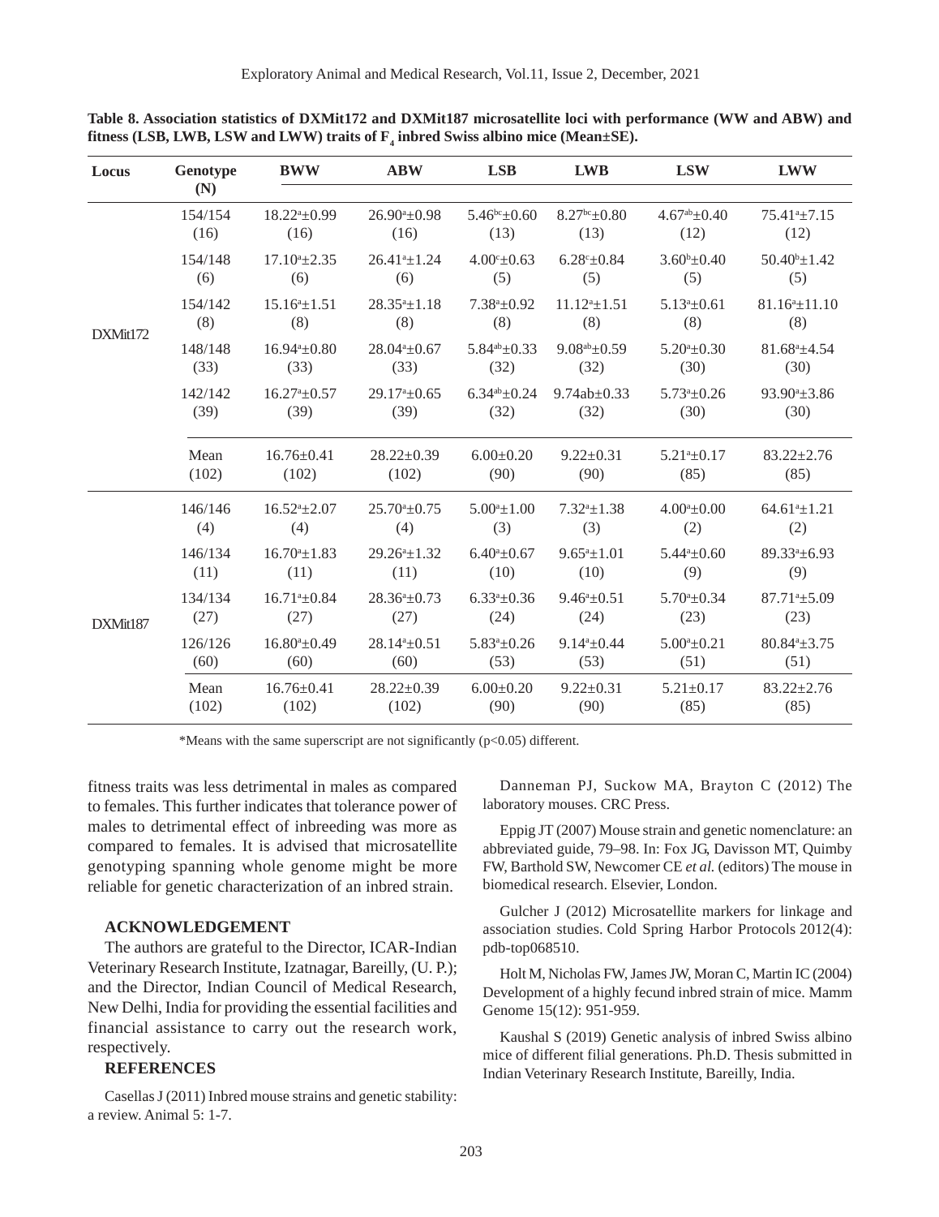**Table 8. Association statistics of DXMit172 and DXMit187 microsatellite loci with performance (WW and ABW) and fitness (LSB, LWB, LSW and LWW) traits of $F_4$ inbred Swiss albino mice (Mean±SE).**

| Locus | Genotype (N) | BWW | ABW | LSB | LWB | LSW | LWW |
|---|---|---|---|---|---|---|---|
| DXMit172 | 154/154 (16) | $18.22^{a}$±0.99 (16) | $26.90^{a}$±0.98 (16) | $5.46^{bc}$±0.60 (13) | $8.27^{bc}$±0.80 (13) | $4.67^{ab}$±0.40 (12) | $75.41^{a}$±7.15 (12) |
| | 154/148 (6) | $17.10^{a}$±2.35 (6) | $26.41^{a}$±1.24 (6) | $4.00^{c}$±0.63 (5) | $6.28^{c}$±0.84 (5) | $3.60^{b}$±0.40 (5) | $50.40^{b}$±1.42 (5) |
| | 154/142 (8) | $15.16^{a}$±1.51 (8) | $28.35^{a}$±1.18 (8) | $7.38^{a}$±0.92 (8) | $11.12^{a}$±1.51 (8) | $5.13^{a}$±0.61 (8) | $81.16^{a}$±11.10 (8) |
| | 148/148 (33) | $16.94^{a}$±0.80 (33) | $28.04^{a}$±0.67 (33) | $5.84^{ab}$±0.33 (32) | $9.08^{ab}$±0.59 (32) | $5.20^{a}$±0.30 (30) | $81.68^{a}$±4.54 (30) |
| | 142/142 (39) | $16.27^{a}$±0.57 (39) | $29.17^{a}$±0.65 (39) | $6.34^{ab}$±0.24 (32) | 9.74ab±0.33 (32) | $5.73^{a}$±0.26 (30) | $93.90^{a}$±3.86 (30) |
| | Mean (102) | 16.76±0.41 (102) | 28.22±0.39 (102) | 6.00±0.20 (90) | 9.22±0.31 (90) | $5.21^{a}$±0.17 (85) | 83.22±2.76 (85) |
| DXMit187 | 146/146 (4) | $16.52^{a}$±2.07 (4) | $25.70^{a}$±0.75 (4) | $5.00^{a}$±1.00 (3) | $7.32^{a}$±1.38 (3) | $4.00^{a}$±0.00 (2) | $64.61^{a}$±1.21 (2) |
| | 146/134 (11) | $16.70^{a}$±1.83 (11) | $29.26^{a}$±1.32 (11) | $6.40^{a}$±0.67 (10) | $9.65^{a}$±1.01 (10) | $5.44^{a}$±0.60 (9) | $89.33^{a}$±6.93 (9) |
| | 134/134 (27) | $16.71^{a}$±0.84 (27) | $28.36^{a}$±0.73 (27) | $6.33^{a}$±0.36 (24) | $9.46^{a}$±0.51 (24) | $5.70^{a}$±0.34 (23) | $87.71^{a}$±5.09 (23) |
| | 126/126 (60) | $16.80^{a}$±0.49 (60) | $28.14^{a}$±0.51 (60) | $5.83^{a}$±0.26 (53) | $9.14^{a}$±0.44 (53) | $5.00^{a}$±0.21 (51) | $80.84^{a}$±3.75 (51) |
| | Mean (102) | 16.76±0.41 (102) | 28.22±0.39 (102) | 6.00±0.20 (90) | 9.22±0.31 (90) | 5.21±0.17 (85) | 83.22±2.76 (85) |

*Means with the same superscript are not significantly ($p<0.05$) different.

fitness traits was less detrimental in males as compared to females. This further indicates that tolerance power of males to detrimental effect of inbreeding was more as compared to females. It is advised that microsatellite genotyping spanning whole genome might be more reliable for genetic characterization of an inbred strain.

## ACKNOWLEDGEMENT

The authors are grateful to the Director, ICAR-Indian Veterinary Research Institute, Izatnagar, Bareilly, (U. P.); and the Director, Indian Council of Medical Research, New Delhi, India for providing the essential facilities and financial assistance to carry out the research work, respectively.

## REFERENCES

Casellas J (2011) Inbred mouse strains and genetic stability: a review. Animal 5: 1-7.

Danneman PJ, Suckow MA, Brayton C (2012) The laboratory mouses. CRC Press.

Eppig JT (2007) Mouse strain and genetic nomenclature: an abbreviated guide, 79–98. In: Fox JG, Davisson MT, Quimby FW, Barthold SW, Newcomer CE *et al.* (editors) The mouse in biomedical research. Elsevier, London.

Gulcher J (2012) Microsatellite markers for linkage and association studies. Cold Spring Harbor Protocols 2012(4): pdb-top068510.

Holt M, Nicholas FW, James JW, Moran C, Martin IC (2004) Development of a highly fecund inbred strain of mice. Mamm Genome 15(12): 951-959.

Kaushal S (2019) Genetic analysis of inbred Swiss albino mice of different filial generations. Ph.D. Thesis submitted in Indian Veterinary Research Institute, Bareilly, India.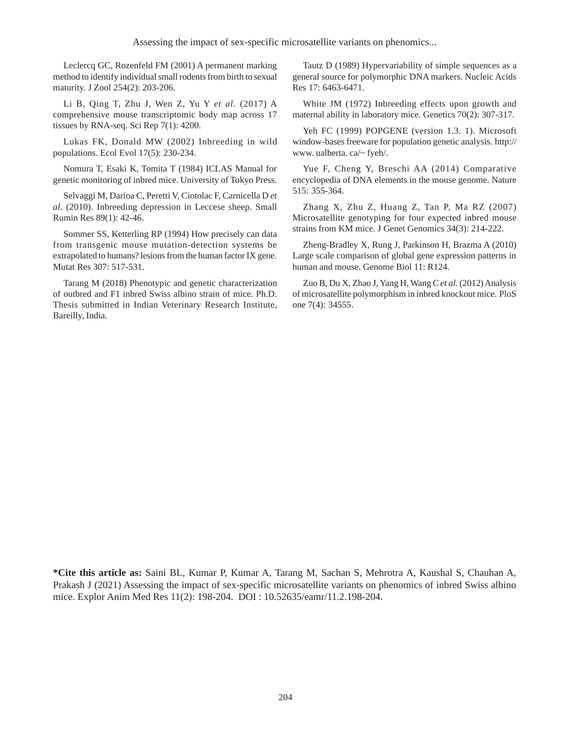Leclercq GC, Rozenfeld FM (2001) A permanent marking method to identify individual small rodents from birth to sexual maturity. J Zool 254(2): 203-206.

Li B, Qing T, Zhu J, Wen Z, Yu Y *et al*. (2017) A comprehensive mouse transcriptomic body map across 17 tissues by RNA-seq. Sci Rep 7(1): 4200.

Lukas FK, Donald MW (2002) Inbreeding in wild populations. Ecol Evol 17(5): 230-234.

Nomura T, Esaki K, Tomita T (1984) ICLAS Manual for genetic monitoring of inbred mice. University of Tokyo Press.

Selvaggi M, Darioa C, Peretti V, Ciotolac F, Carnicella D *et al.* (2010). Inbreeding depression in Leccese sheep. Small Rumin Res 89(1): 42-46.

Sommer SS, Ketterling RP (1994) How precisely can data from transgenic mouse mutation-detection systems be extrapolated to humans? lesions from the human factor IX gene. Mutat Res 307: 517-531.

Tarang M (2018) Phenotypic and genetic characterization of outbred and F1 inbred Swiss albino strain of mice. Ph.D. Thesis submitted in Indian Veterinary Research Institute, Bareilly, India.

Tautz D (1989) Hypervariability of simple sequences as a general source for polymorphic DNA markers. Nucleic Acids Res 17: 6463-6471.

White JM (1972) Inbreeding effects upon growth and maternal ability in laboratory mice. Genetics 70(2): 307-317.

Yeh FC (1999) POPGENE (version 1.3. 1). Microsoft window-bases freeware for population genetic analysis. http:// www. ualberta. ca/~ fyeh/.

Yue F, Cheng Y, Breschi AA (2014) Comparative encyclopedia of DNA elements in the mouse genome. Nature 515: 355-364.

Zhang X, Zhu Z, Huang Z, Tan P, Ma RZ (2007) Microsatellite genotyping for four expected inbred mouse strains from KM mice. J Genet Genomics 34(3): 214-222.

Zheng-Bradley X, Rung J, Parkinson H, Brazma A (2010) Large scale comparison of global gene expression patterns in human and mouse. Genome Biol 11: R124.

Zuo B, Du X, Zhao J, Yang H, Wang C *et al.* (2012) Analysis of microsatellite polymorphism in inbred knockout mice. PloS one 7(4): 34555.

**\*Cite this article as:** Saini BL, Kumar P, Kumar A, Tarang M, Sachan S, Mehrotra A, Kaushal S, Chauhan A, Prakash J (2021) Assessing the impact of sex-specific microsatellite variants on phenomics of inbred Swiss albino mice. Explor Anim Med Res 11(2): 198-204. DOI : 10.52635/eamr/11.2.198-204.